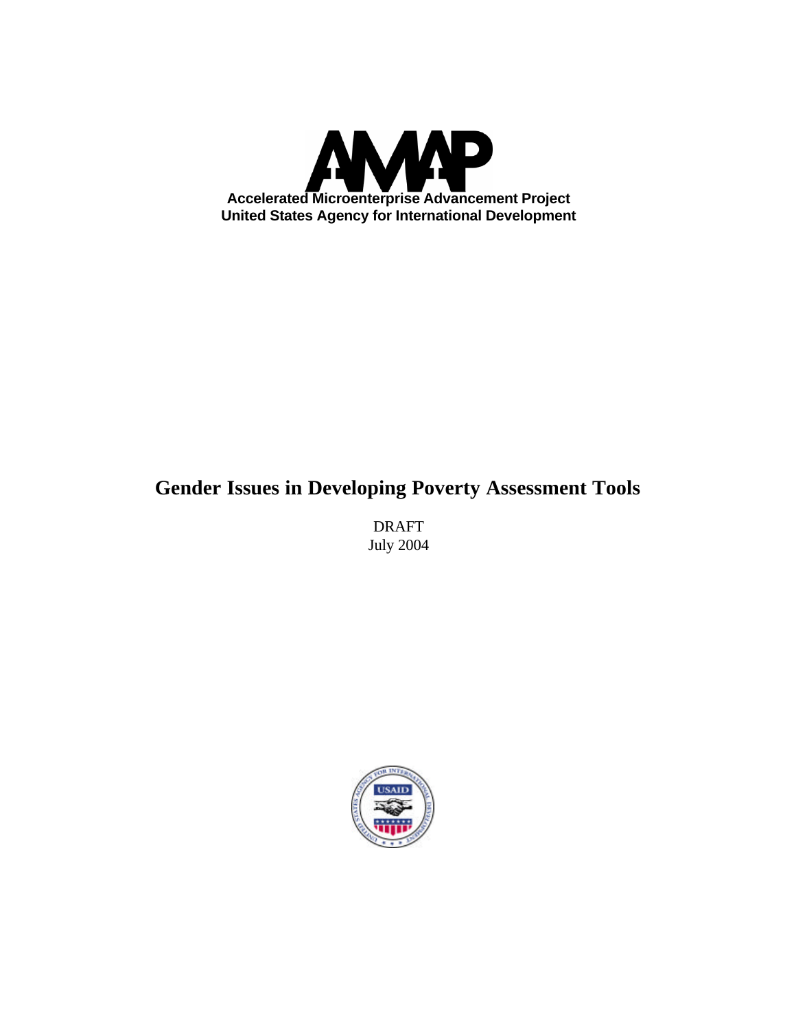AMAP

**Accelerated Microenterprise Advancement Project**
**United States Agency for International Development**

# Gender Issues in Developing Poverty Assessment Tools

DRAFT
July 2004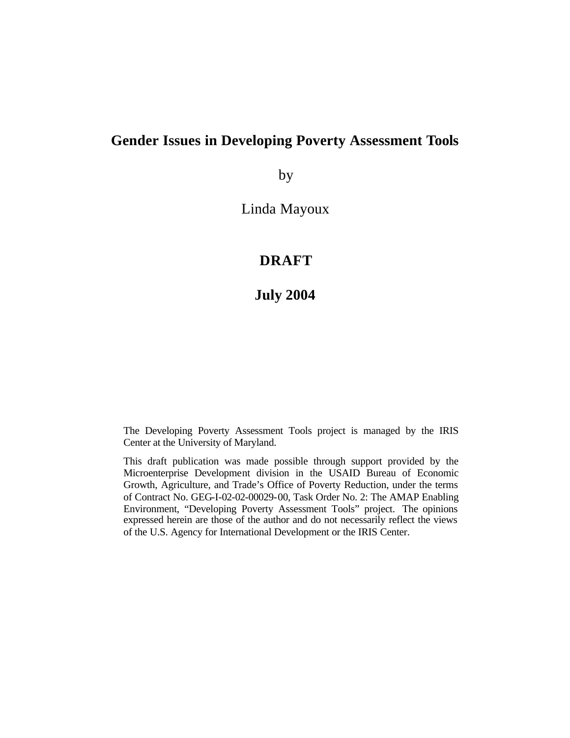# Gender Issues in Developing Poverty Assessment Tools

by

Linda Mayoux

**DRAFT**

**July 2004**

The Developing Poverty Assessment Tools project is managed by the IRIS Center at the University of Maryland.

This draft publication was made possible through support provided by the Microenterprise Development division in the USAID Bureau of Economic Growth, Agriculture, and Trade's Office of Poverty Reduction, under the terms of Contract No. GEG-I-02-02-00029-00, Task Order No. 2: The AMAP Enabling Environment, "Developing Poverty Assessment Tools" project. The opinions expressed herein are those of the author and do not necessarily reflect the views of the U.S. Agency for International Development or the IRIS Center.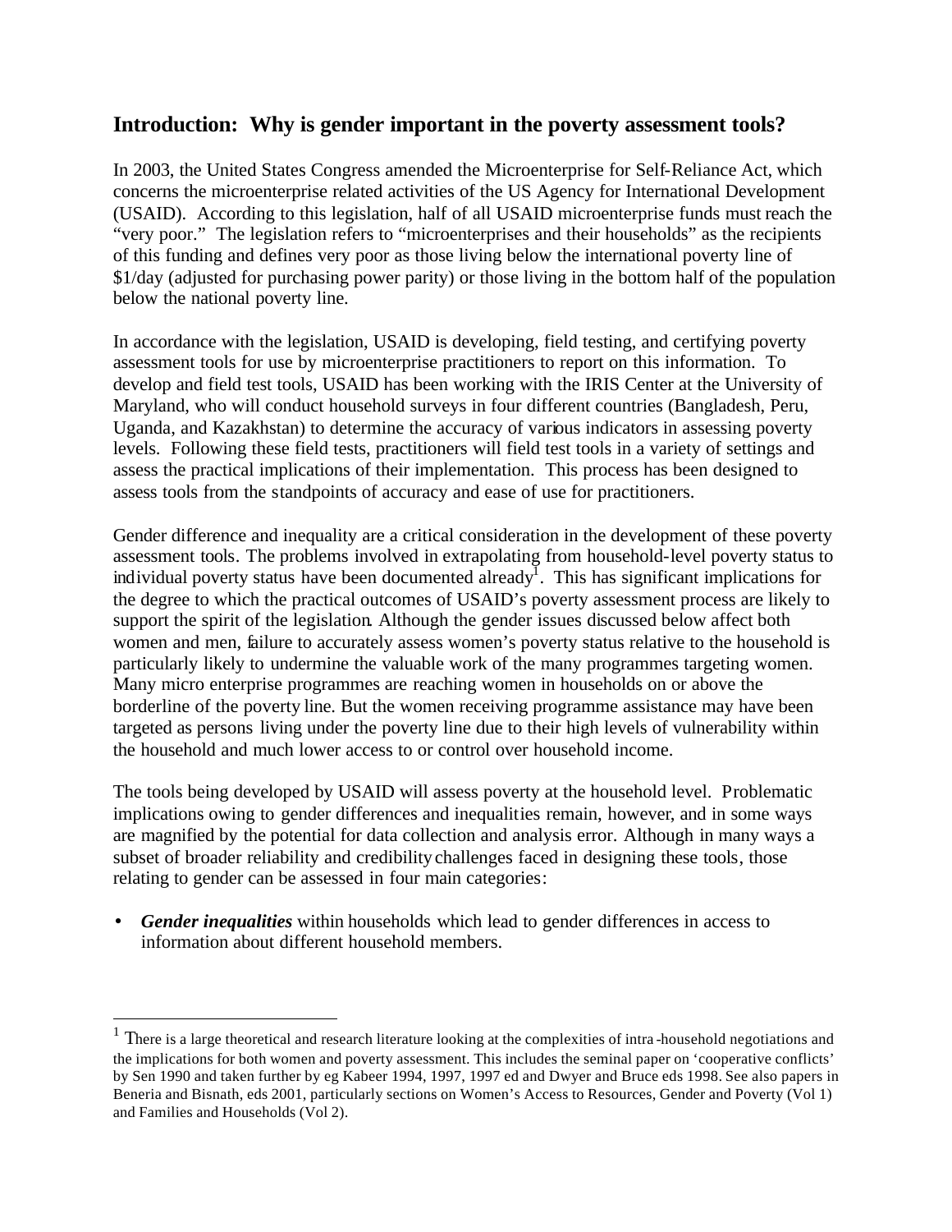## Introduction: Why is gender important in the poverty assessment tools?

In 2003, the United States Congress amended the Microenterprise for Self-Reliance Act, which concerns the microenterprise related activities of the US Agency for International Development (USAID). According to this legislation, half of all USAID microenterprise funds must reach the "very poor." The legislation refers to "microenterprises and their households" as the recipients of this funding and defines very poor as those living below the international poverty line of $1/day (adjusted for purchasing power parity) or those living in the bottom half of the population below the national poverty line.

In accordance with the legislation, USAID is developing, field testing, and certifying poverty assessment tools for use by microenterprise practitioners to report on this information. To develop and field test tools, USAID has been working with the IRIS Center at the University of Maryland, who will conduct household surveys in four different countries (Bangladesh, Peru, Uganda, and Kazakhstan) to determine the accuracy of various indicators in assessing poverty levels. Following these field tests, practitioners will field test tools in a variety of settings and assess the practical implications of their implementation. This process has been designed to assess tools from the standpoints of accuracy and ease of use for practitioners.

Gender difference and inequality are a critical consideration in the development of these poverty assessment tools. The problems involved in extrapolating from household-level poverty status to individual poverty status have been documented already[1]. This has significant implications for the degree to which the practical outcomes of USAID's poverty assessment process are likely to support the spirit of the legislation. Although the gender issues discussed below affect both women and men, failure to accurately assess women's poverty status relative to the household is particularly likely to undermine the valuable work of the many programmes targeting women. Many micro enterprise programmes are reaching women in households on or above the borderline of the poverty line. But the women receiving programme assistance may have been targeted as persons living under the poverty line due to their high levels of vulnerability within the household and much lower access to or control over household income.

The tools being developed by USAID will assess poverty at the household level. Problematic implications owing to gender differences and inequalities remain, however, and in some ways are magnified by the potential for data collection and analysis error. Although in many ways a subset of broader reliability and credibility challenges faced in designing these tools, those relating to gender can be assessed in four main categories:

- ***Gender inequalities*** within households which lead to gender differences in access to information about different household members.

[1] There is a large theoretical and research literature looking at the complexities of intra-household negotiations and the implications for both women and poverty assessment. This includes the seminal paper on 'cooperative conflicts' by Sen 1990 and taken further by eg Kabeer 1994, 1997, 1997 ed and Dwyer and Bruce eds 1998. See also papers in Beneria and Bisnath, eds 2001, particularly sections on Women's Access to Resources, Gender and Poverty (Vol 1) and Families and Households (Vol 2).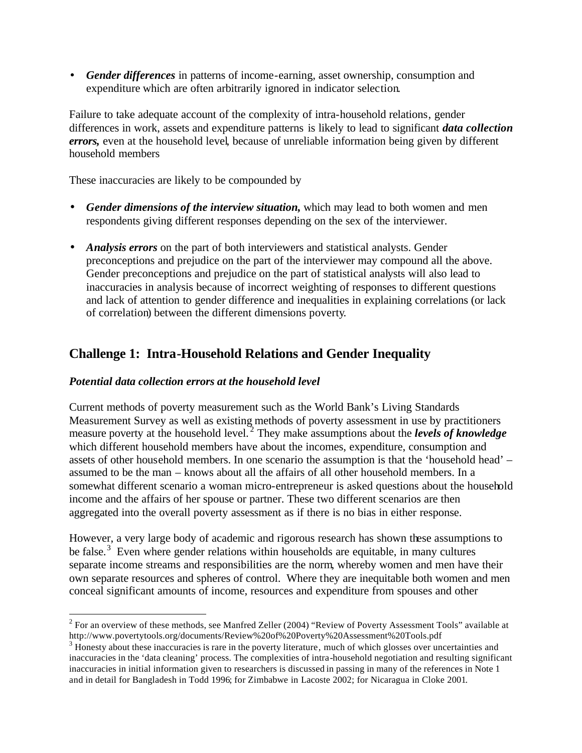- ***Gender differences*** in patterns of income-earning, asset ownership, consumption and expenditure which are often arbitrarily ignored in indicator selection.

Failure to take adequate account of the complexity of intra-household relations, gender differences in work, assets and expenditure patterns is likely to lead to significant ***data collection errors,*** even at the household level, because of unreliable information being given by different household members

These inaccuracies are likely to be compounded by

- ***Gender dimensions of the interview situation,*** which may lead to both women and men respondents giving different responses depending on the sex of the interviewer.

- ***Analysis errors*** on the part of both interviewers and statistical analysts. Gender preconceptions and prejudice on the part of the interviewer may compound all the above. Gender preconceptions and prejudice on the part of statistical analysts will also lead to inaccuracies in analysis because of incorrect weighting of responses to different questions and lack of attention to gender difference and inequalities in explaining correlations (or lack of correlation) between the different dimensions poverty.

## Challenge 1: Intra-Household Relations and Gender Inequality

### *Potential data collection errors at the household level*

Current methods of poverty measurement such as the World Bank's Living Standards Measurement Survey as well as existing methods of poverty assessment in use by practitioners measure poverty at the household level.[2] They make assumptions about the ***levels of knowledge*** which different household members have about the incomes, expenditure, consumption and assets of other household members. In one scenario the assumption is that the 'household head' – assumed to be the man – knows about all the affairs of all other household members. In a somewhat different scenario a woman micro-entrepreneur is asked questions about the household income and the affairs of her spouse or partner. These two different scenarios are then aggregated into the overall poverty assessment as if there is no bias in either response.

However, a very large body of academic and rigorous research has shown these assumptions to be false.[3] Even where gender relations within households are equitable, in many cultures separate income streams and responsibilities are the norm, whereby women and men have their own separate resources and spheres of control. Where they are inequitable both women and men conceal significant amounts of income, resources and expenditure from spouses and other

---

[2] For an overview of these methods, see Manfred Zeller (2004) "Review of Poverty Assessment Tools" available at http://www.povertytools.org/documents/Review%20of%20Poverty%20Assessment%20Tools.pdf

[3] Honesty about these inaccuracies is rare in the poverty literature, much of which glosses over uncertainties and inaccuracies in the 'data cleaning' process. The complexities of intra-household negotiation and resulting significant inaccuracies in initial information given to researchers is discussed in passing in many of the references in Note 1 and in detail for Bangladesh in Todd 1996; for Zimbabwe in Lacoste 2002; for Nicaragua in Cloke 2001.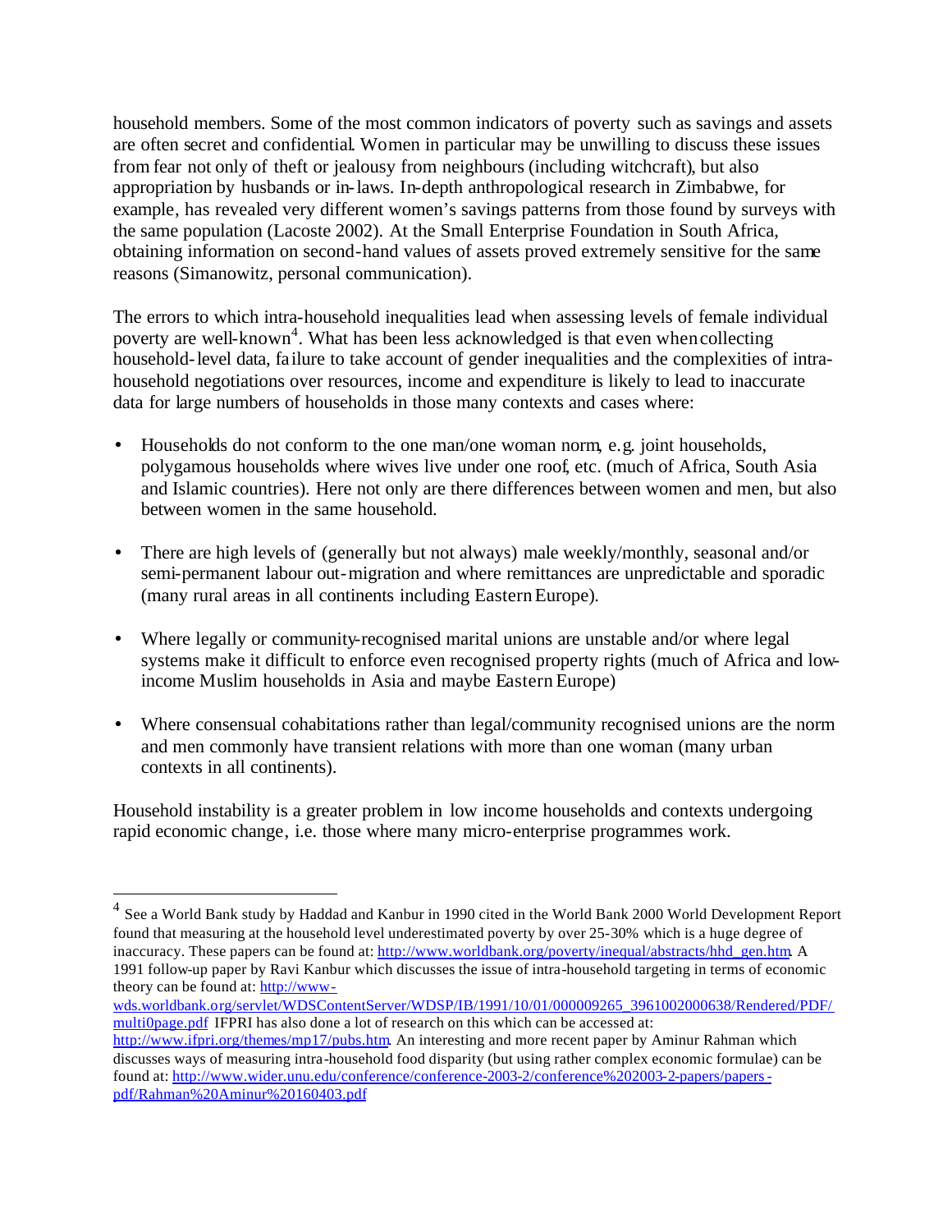household members. Some of the most common indicators of poverty such as savings and assets are often secret and confidential. Women in particular may be unwilling to discuss these issues from fear not only of theft or jealousy from neighbours (including witchcraft), but also appropriation by husbands or in-laws. In-depth anthropological research in Zimbabwe, for example, has revealed very different women's savings patterns from those found by surveys with the same population (Lacoste 2002). At the Small Enterprise Foundation in South Africa, obtaining information on second-hand values of assets proved extremely sensitive for the same reasons (Simanowitz, personal communication).

The errors to which intra-household inequalities lead when assessing levels of female individual poverty are well-known[4]. What has been less acknowledged is that even when collecting household-level data, failure to take account of gender inequalities and the complexities of intra-household negotiations over resources, income and expenditure is likely to lead to inaccurate data for large numbers of households in those many contexts and cases where:

- Households do not conform to the one man/one woman norm, e.g. joint households, polygamous households where wives live under one roof, etc. (much of Africa, South Asia and Islamic countries). Here not only are there differences between women and men, but also between women in the same household.
- There are high levels of (generally but not always) male weekly/monthly, seasonal and/or semi-permanent labour out-migration and where remittances are unpredictable and sporadic (many rural areas in all continents including Eastern Europe).
- Where legally or community-recognised marital unions are unstable and/or where legal systems make it difficult to enforce even recognised property rights (much of Africa and low-income Muslim households in Asia and maybe Eastern Europe)
- Where consensual cohabitations rather than legal/community recognised unions are the norm and men commonly have transient relations with more than one woman (many urban contexts in all continents).

Household instability is a greater problem in low income households and contexts undergoing rapid economic change, i.e. those where many micro-enterprise programmes work.

---

[4] See a World Bank study by Haddad and Kanbur in 1990 cited in the World Bank 2000 World Development Report found that measuring at the household level underestimated poverty by over 25-30% which is a huge degree of inaccuracy. These papers can be found at: http://www.worldbank.org/poverty/inequal/abstracts/hhd_gen.htm. A 1991 follow-up paper by Ravi Kanbur which discusses the issue of intra-household targeting in terms of economic theory can be found at: http://www-wds.worldbank.org/servlet/WDSContentServer/WDSP/IB/1991/10/01/000009265_3961002000638/Rendered/PDF/multi0page.pdf IFPRI has also done a lot of research on this which can be accessed at: http://www.ifpri.org/themes/mp17/pubs.htm. An interesting and more recent paper by Aminur Rahman which discusses ways of measuring intra-household food disparity (but using rather complex economic formulae) can be found at: http://www.wider.unu.edu/conference/conference-2003-2/conference%202003-2-papers/papers-pdf/Rahman%20Aminur%20160403.pdf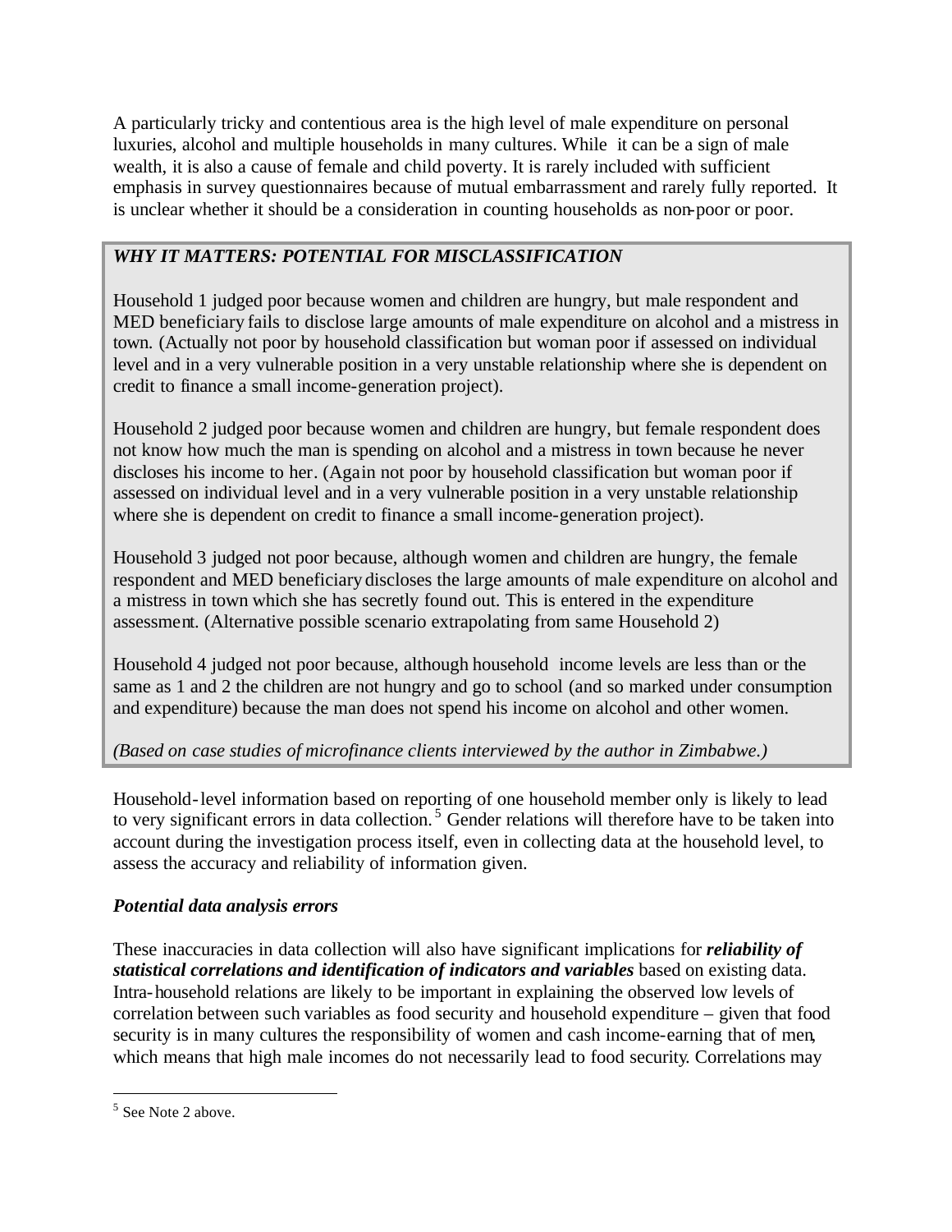A particularly tricky and contentious area is the high level of male expenditure on personal luxuries, alcohol and multiple households in many cultures. While it can be a sign of male wealth, it is also a cause of female and child poverty. It is rarely included with sufficient emphasis in survey questionnaires because of mutual embarrassment and rarely fully reported. It is unclear whether it should be a consideration in counting households as non-poor or poor.

> ***WHY IT MATTERS: POTENTIAL FOR MISCLASSIFICATION***
>
> Household 1 judged poor because women and children are hungry, but male respondent and MED beneficiary fails to disclose large amounts of male expenditure on alcohol and a mistress in town. (Actually not poor by household classification but woman poor if assessed on individual level and in a very vulnerable position in a very unstable relationship where she is dependent on credit to finance a small income-generation project).
>
> Household 2 judged poor because women and children are hungry, but female respondent does not know how much the man is spending on alcohol and a mistress in town because he never discloses his income to her. (Again not poor by household classification but woman poor if assessed on individual level and in a very vulnerable position in a very unstable relationship where she is dependent on credit to finance a small income-generation project).
>
> Household 3 judged not poor because, although women and children are hungry, the female respondent and MED beneficiary discloses the large amounts of male expenditure on alcohol and a mistress in town which she has secretly found out. This is entered in the expenditure assessment. (Alternative possible scenario extrapolating from same Household 2)
>
> Household 4 judged not poor because, although household income levels are less than or the same as 1 and 2 the children are not hungry and go to school (and so marked under consumption and expenditure) because the man does not spend his income on alcohol and other women.
>
> *(Based on case studies of microfinance clients interviewed by the author in Zimbabwe.)*

Household-level information based on reporting of one household member only is likely to lead to very significant errors in data collection.[5] Gender relations will therefore have to be taken into account during the investigation process itself, even in collecting data at the household level, to assess the accuracy and reliability of information given.

### *Potential data analysis errors*

These inaccuracies in data collection will also have significant implications for ***reliability of statistical correlations and identification of indicators and variables*** based on existing data. Intra-household relations are likely to be important in explaining the observed low levels of correlation between such variables as food security and household expenditure – given that food security is in many cultures the responsibility of women and cash income-earning that of men, which means that high male incomes do not necessarily lead to food security. Correlations may

---

[5] See Note 2 above.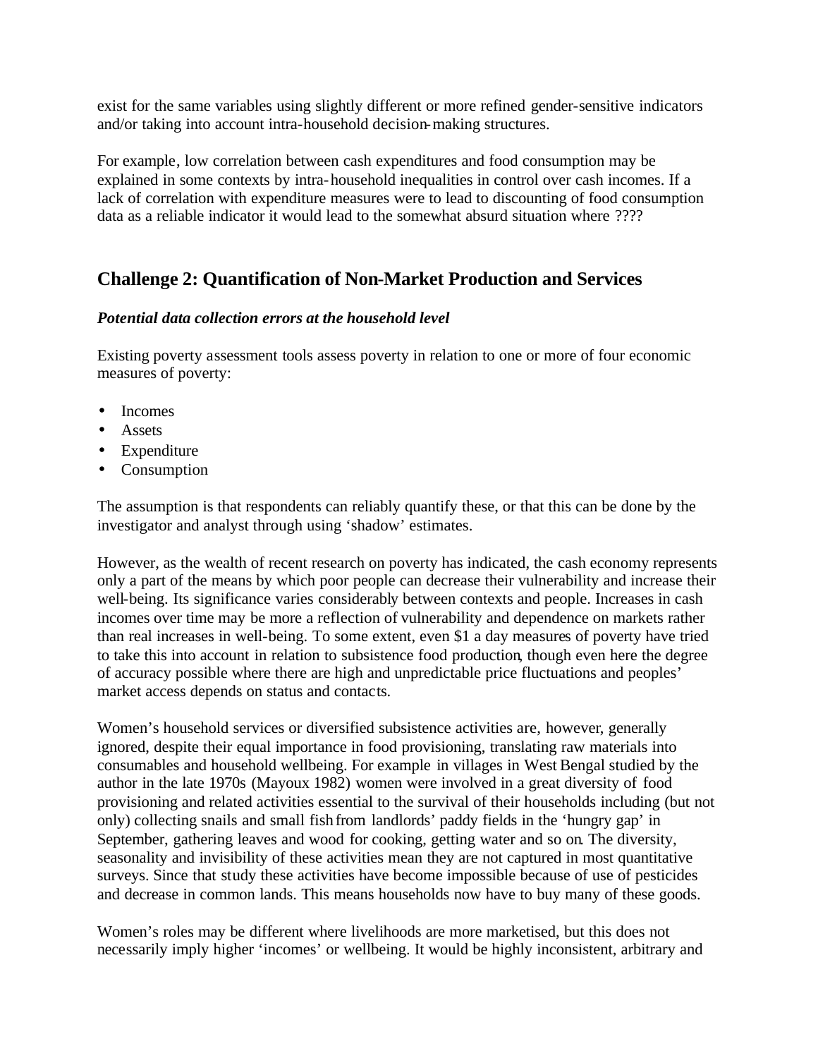exist for the same variables using slightly different or more refined gender-sensitive indicators and/or taking into account intra-household decision-making structures.

For example, low correlation between cash expenditures and food consumption may be explained in some contexts by intra-household inequalities in control over cash incomes. If a lack of correlation with expenditure measures were to lead to discounting of food consumption data as a reliable indicator it would lead to the somewhat absurd situation where ????

## Challenge 2: Quantification of Non-Market Production and Services

### *Potential data collection errors at the household level*

Existing poverty assessment tools assess poverty in relation to one or more of four economic measures of poverty:

- Incomes
- Assets
- Expenditure
- Consumption

The assumption is that respondents can reliably quantify these, or that this can be done by the investigator and analyst through using 'shadow' estimates.

However, as the wealth of recent research on poverty has indicated, the cash economy represents only a part of the means by which poor people can decrease their vulnerability and increase their well-being. Its significance varies considerably between contexts and people. Increases in cash incomes over time may be more a reflection of vulnerability and dependence on markets rather than real increases in well-being. To some extent, even $1 a day measures of poverty have tried to take this into account in relation to subsistence food production, though even here the degree of accuracy possible where there are high and unpredictable price fluctuations and peoples' market access depends on status and contacts.

Women's household services or diversified subsistence activities are, however, generally ignored, despite their equal importance in food provisioning, translating raw materials into consumables and household wellbeing. For example in villages in West Bengal studied by the author in the late 1970s (Mayoux 1982) women were involved in a great diversity of food provisioning and related activities essential to the survival of their households including (but not only) collecting snails and small fish from landlords' paddy fields in the 'hungry gap' in September, gathering leaves and wood for cooking, getting water and so on. The diversity, seasonality and invisibility of these activities mean they are not captured in most quantitative surveys. Since that study these activities have become impossible because of use of pesticides and decrease in common lands. This means households now have to buy many of these goods.

Women's roles may be different where livelihoods are more marketised, but this does not necessarily imply higher 'incomes' or wellbeing. It would be highly inconsistent, arbitrary and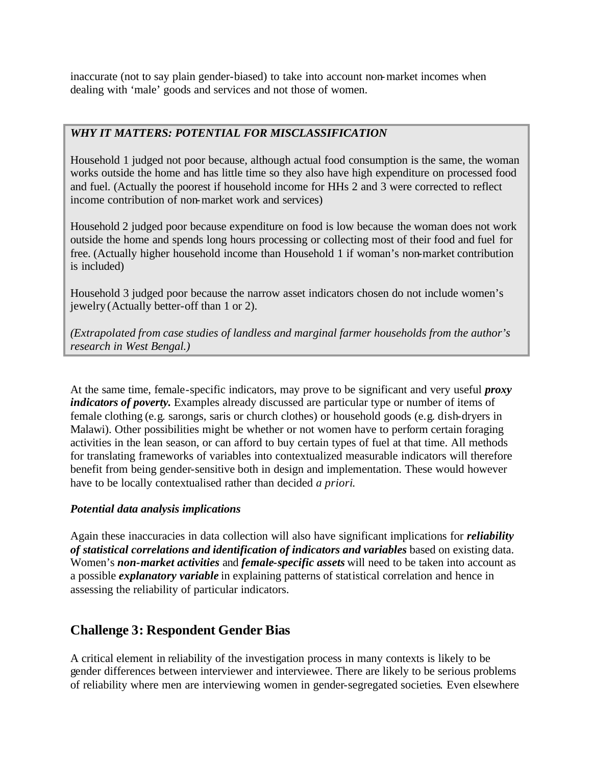inaccurate (not to say plain gender-biased) to take into account non-market incomes when dealing with 'male' goods and services and not those of women.

> ***WHY IT MATTERS: POTENTIAL FOR MISCLASSIFICATION***
>
> Household 1 judged not poor because, although actual food consumption is the same, the woman works outside the home and has little time so they also have high expenditure on processed food and fuel. (Actually the poorest if household income for HHs 2 and 3 were corrected to reflect income contribution of non-market work and services)
>
> Household 2 judged poor because expenditure on food is low because the woman does not work outside the home and spends long hours processing or collecting most of their food and fuel for free. (Actually higher household income than Household 1 if woman's non-market contribution is included)
>
> Household 3 judged poor because the narrow asset indicators chosen do not include women's jewelry (Actually better-off than 1 or 2).
>
> *(Extrapolated from case studies of landless and marginal farmer households from the author's research in West Bengal.)*

At the same time, female-specific indicators, may prove to be significant and very useful ***proxy indicators of poverty.*** Examples already discussed are particular type or number of items of female clothing (e.g. sarongs, saris or church clothes) or household goods (e.g. dish-dryers in Malawi). Other possibilities might be whether or not women have to perform certain foraging activities in the lean season, or can afford to buy certain types of fuel at that time. All methods for translating frameworks of variables into contextualized measurable indicators will therefore benefit from being gender-sensitive both in design and implementation. These would however have to be locally contextualised rather than decided *a priori.*

### *Potential data analysis implications*

Again these inaccuracies in data collection will also have significant implications for ***reliability of statistical correlations and identification of indicators and variables*** based on existing data. Women's ***non-market activities*** and ***female-specific assets*** will need to be taken into account as a possible ***explanatory variable*** in explaining patterns of statistical correlation and hence in assessing the reliability of particular indicators.

## Challenge 3: Respondent Gender Bias

A critical element in reliability of the investigation process in many contexts is likely to be gender differences between interviewer and interviewee. There are likely to be serious problems of reliability where men are interviewing women in gender-segregated societies. Even elsewhere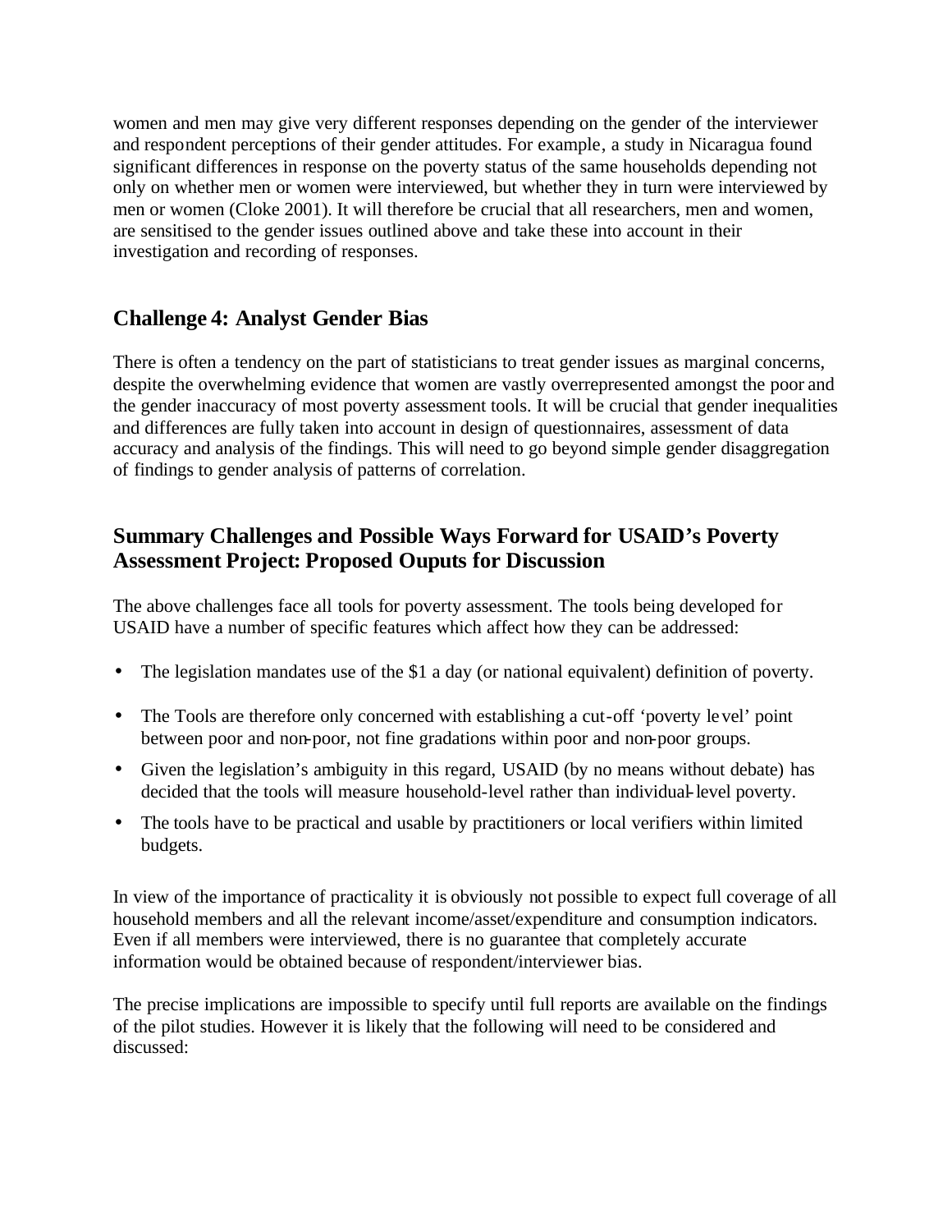women and men may give very different responses depending on the gender of the interviewer and respondent perceptions of their gender attitudes. For example, a study in Nicaragua found significant differences in response on the poverty status of the same households depending not only on whether men or women were interviewed, but whether they in turn were interviewed by men or women (Cloke 2001). It will therefore be crucial that all researchers, men and women, are sensitised to the gender issues outlined above and take these into account in their investigation and recording of responses.

## Challenge 4: Analyst Gender Bias

There is often a tendency on the part of statisticians to treat gender issues as marginal concerns, despite the overwhelming evidence that women are vastly overrepresented amongst the poor and the gender inaccuracy of most poverty assessment tools. It will be crucial that gender inequalities and differences are fully taken into account in design of questionnaires, assessment of data accuracy and analysis of the findings. This will need to go beyond simple gender disaggregation of findings to gender analysis of patterns of correlation.

## Summary Challenges and Possible Ways Forward for USAID's Poverty Assessment Project: Proposed Ouputs for Discussion

The above challenges face all tools for poverty assessment. The tools being developed for USAID have a number of specific features which affect how they can be addressed:

- The legislation mandates use of the $1 a day (or national equivalent) definition of poverty.
- The Tools are therefore only concerned with establishing a cut-off 'poverty level' point between poor and non-poor, not fine gradations within poor and non-poor groups.
- Given the legislation's ambiguity in this regard, USAID (by no means without debate) has decided that the tools will measure household-level rather than individual-level poverty.
- The tools have to be practical and usable by practitioners or local verifiers within limited budgets.

In view of the importance of practicality it is obviously not possible to expect full coverage of all household members and all the relevant income/asset/expenditure and consumption indicators. Even if all members were interviewed, there is no guarantee that completely accurate information would be obtained because of respondent/interviewer bias.

The precise implications are impossible to specify until full reports are available on the findings of the pilot studies. However it is likely that the following will need to be considered and discussed: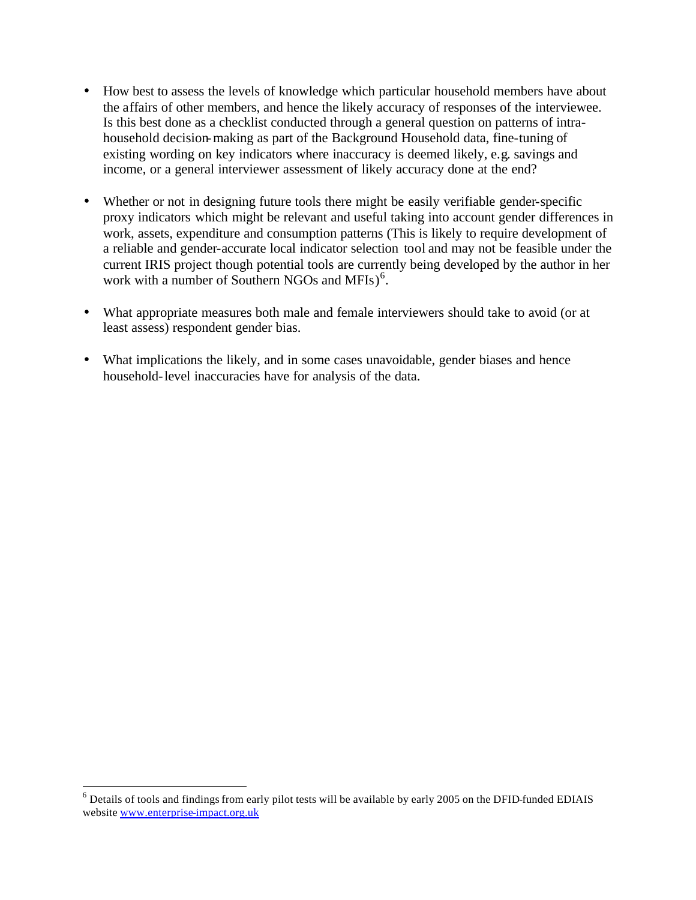- How best to assess the levels of knowledge which particular household members have about the affairs of other members, and hence the likely accuracy of responses of the interviewee. Is this best done as a checklist conducted through a general question on patterns of intra-household decision-making as part of the Background Household data, fine-tuning of existing wording on key indicators where inaccuracy is deemed likely, e.g. savings and income, or a general interviewer assessment of likely accuracy done at the end?

- Whether or not in designing future tools there might be easily verifiable gender-specific proxy indicators which might be relevant and useful taking into account gender differences in work, assets, expenditure and consumption patterns (This is likely to require development of a reliable and gender-accurate local indicator selection tool and may not be feasible under the current IRIS project though potential tools are currently being developed by the author in her work with a number of Southern NGOs and MFIs)[6].

- What appropriate measures both male and female interviewers should take to avoid (or at least assess) respondent gender bias.

- What implications the likely, and in some cases unavoidable, gender biases and hence household-level inaccuracies have for analysis of the data.

---

[6] Details of tools and findings from early pilot tests will be available by early 2005 on the DFID-funded EDIAIS website www.enterprise-impact.org.uk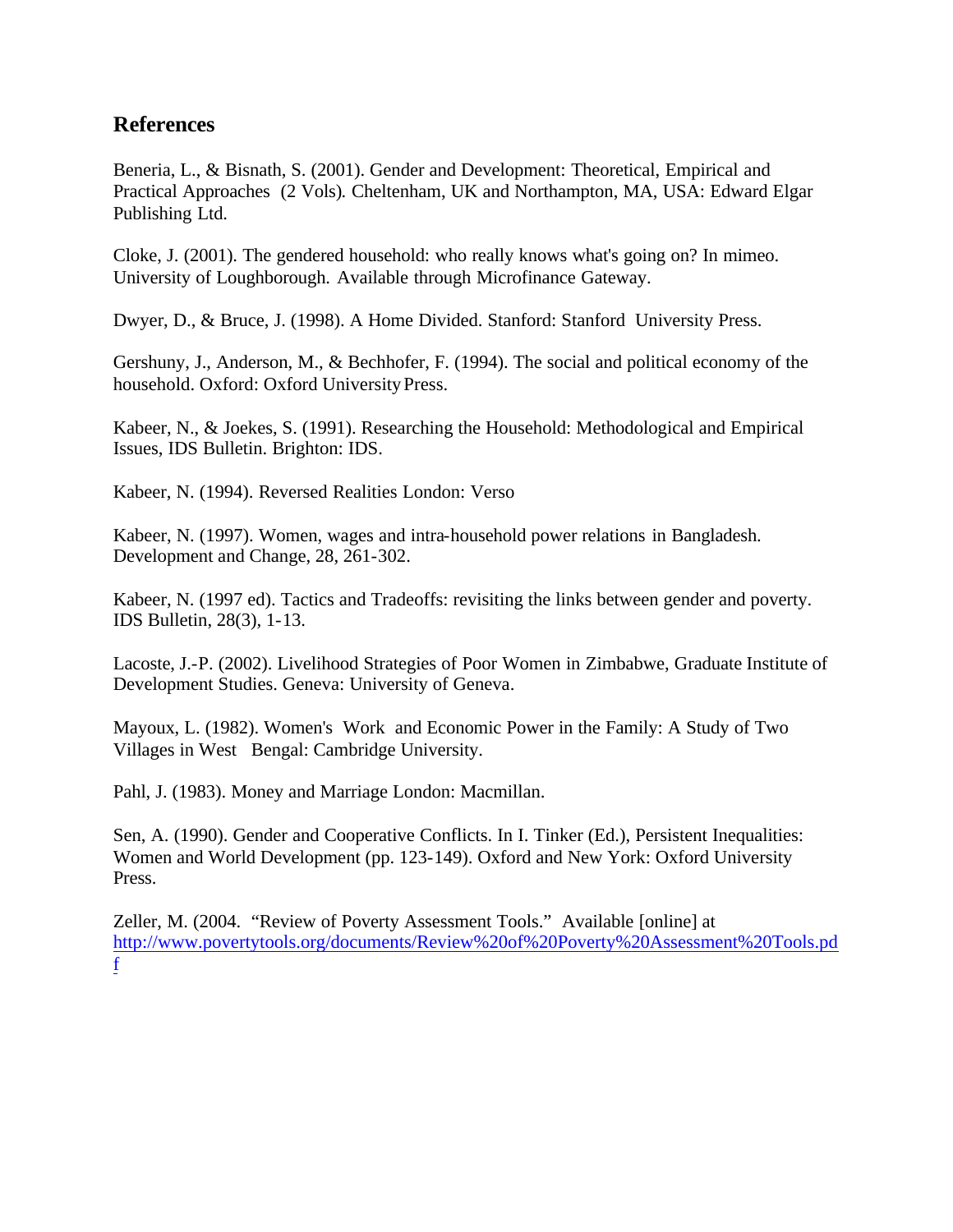## References

Beneria, L., & Bisnath, S. (2001). Gender and Development: Theoretical, Empirical and Practical Approaches (2 Vols). Cheltenham, UK and Northampton, MA, USA: Edward Elgar Publishing Ltd.

Cloke, J. (2001). The gendered household: who really knows what's going on? In mimeo. University of Loughborough. Available through Microfinance Gateway.

Dwyer, D., & Bruce, J. (1998). A Home Divided. Stanford: Stanford University Press.

Gershuny, J., Anderson, M., & Bechhofer, F. (1994). The social and political economy of the household. Oxford: Oxford University Press.

Kabeer, N., & Joekes, S. (1991). Researching the Household: Methodological and Empirical Issues, IDS Bulletin. Brighton: IDS.

Kabeer, N. (1994). Reversed Realities London: Verso

Kabeer, N. (1997). Women, wages and intra-household power relations in Bangladesh. Development and Change, 28, 261-302.

Kabeer, N. (1997 ed). Tactics and Tradeoffs: revisiting the links between gender and poverty. IDS Bulletin, 28(3), 1-13.

Lacoste, J.-P. (2002). Livelihood Strategies of Poor Women in Zimbabwe, Graduate Institute of Development Studies. Geneva: University of Geneva.

Mayoux, L. (1982). Women's Work and Economic Power in the Family: A Study of Two Villages in West Bengal: Cambridge University.

Pahl, J. (1983). Money and Marriage London: Macmillan.

Sen, A. (1990). Gender and Cooperative Conflicts. In I. Tinker (Ed.), Persistent Inequalities: Women and World Development (pp. 123-149). Oxford and New York: Oxford University Press.

Zeller, M. (2004. "Review of Poverty Assessment Tools." Available [online] at http://www.povertytools.org/documents/Review%20of%20Poverty%20Assessment%20Tools.pdf